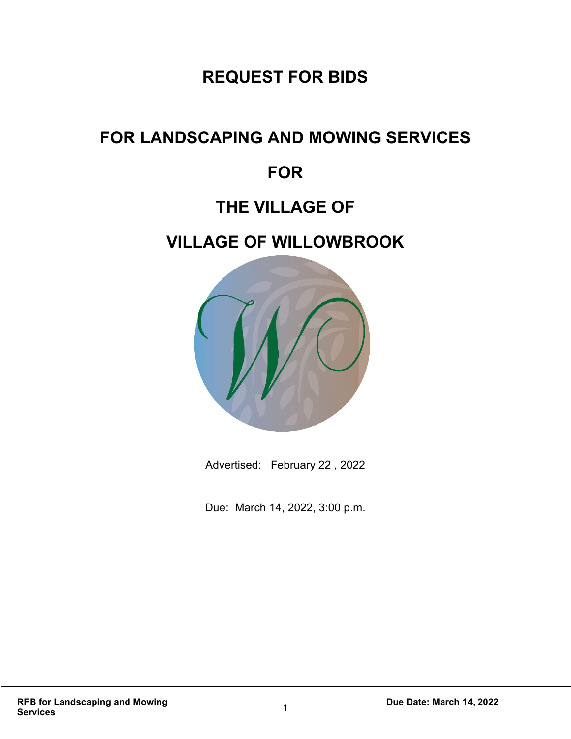# REQUEST FOR BIDS

# FOR LANDSCAPING AND MOWING SERVICES

# FOR

# THE VILLAGE OF

# VILLAGE OF WILLOWBROOK

Advertised: February 22 , 2022

Due: March 14, 2022, 3:00 p.m.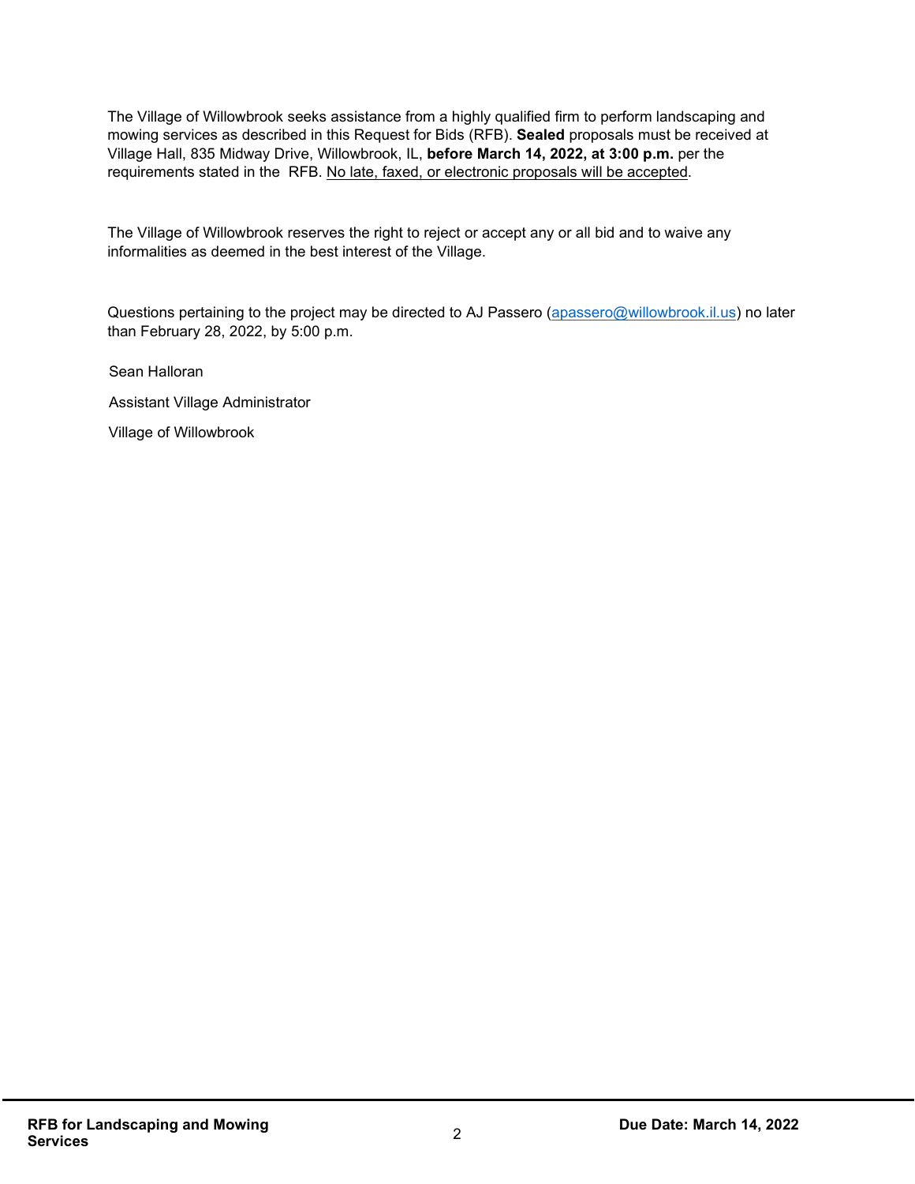The Village of Willowbrook seeks assistance from a highly qualified firm to perform landscaping and mowing services as described in this Request for Bids (RFB). **Sealed** proposals must be received at Village Hall, 835 Midway Drive, Willowbrook, IL, **before March 14, 2022, at 3:00 p.m.** per the requirements stated in the RFB. No late, faxed, or electronic proposals will be accepted.

The Village of Willowbrook reserves the right to reject or accept any or all bid and to waive any informalities as deemed in the best interest of the Village.

Questions pertaining to the project may be directed to AJ Passero (apassero@willowbrook.il.us) no later than February 28, 2022, by 5:00 p.m.

Sean Halloran

Assistant Village Administrator

Village of Willowbrook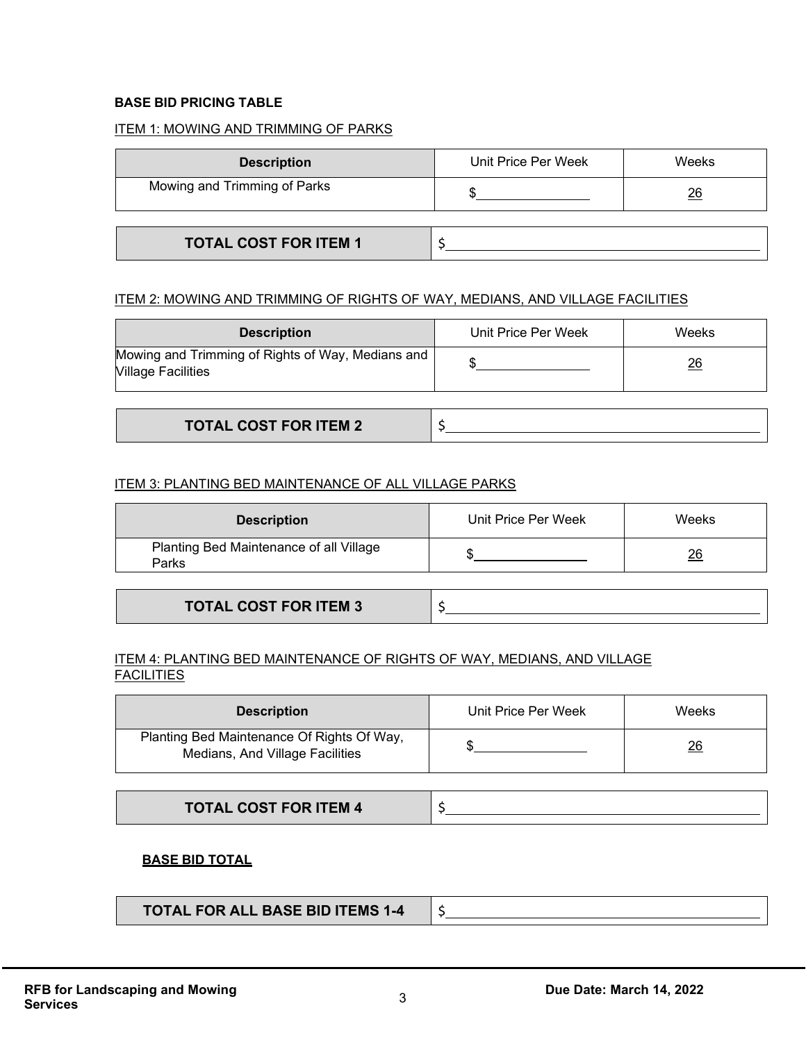**BASE BID PRICING TABLE**

ITEM 1: MOWING AND TRIMMING OF PARKS

| Description | Unit Price Per Week | Weeks |
| --- | --- | --- |
| Mowing and Trimming of Parks | $______________ | 26 |

| TOTAL COST FOR ITEM 1 | $______________________________________ |
| --- | --- |

ITEM 2: MOWING AND TRIMMING OF RIGHTS OF WAY, MEDIANS, AND VILLAGE FACILITIES

| Description | Unit Price Per Week | Weeks |
| --- | --- | --- |
| Mowing and Trimming of Rights of Way, Medians and Village Facilities | $______________ | 26 |

| TOTAL COST FOR ITEM 2 | $______________________________________ |
| --- | --- |

ITEM 3: PLANTING BED MAINTENANCE OF ALL VILLAGE PARKS

| Description | Unit Price Per Week | Weeks |
| --- | --- | --- |
| Planting Bed Maintenance of all Village Parks | $______________ | 26 |

| TOTAL COST FOR ITEM 3 | $______________________________________ |
| --- | --- |

ITEM 4: PLANTING BED MAINTENANCE OF RIGHTS OF WAY, MEDIANS, AND VILLAGE FACILITIES

| Description | Unit Price Per Week | Weeks |
| --- | --- | --- |
| Planting Bed Maintenance Of Rights Of Way, Medians, And Village Facilities | $______________ | 26 |

| TOTAL COST FOR ITEM 4 | $______________________________________ |
| --- | --- |

**BASE BID TOTAL**

| TOTAL FOR ALL BASE BID ITEMS 1-4 | $______________________________________ |
| --- | --- |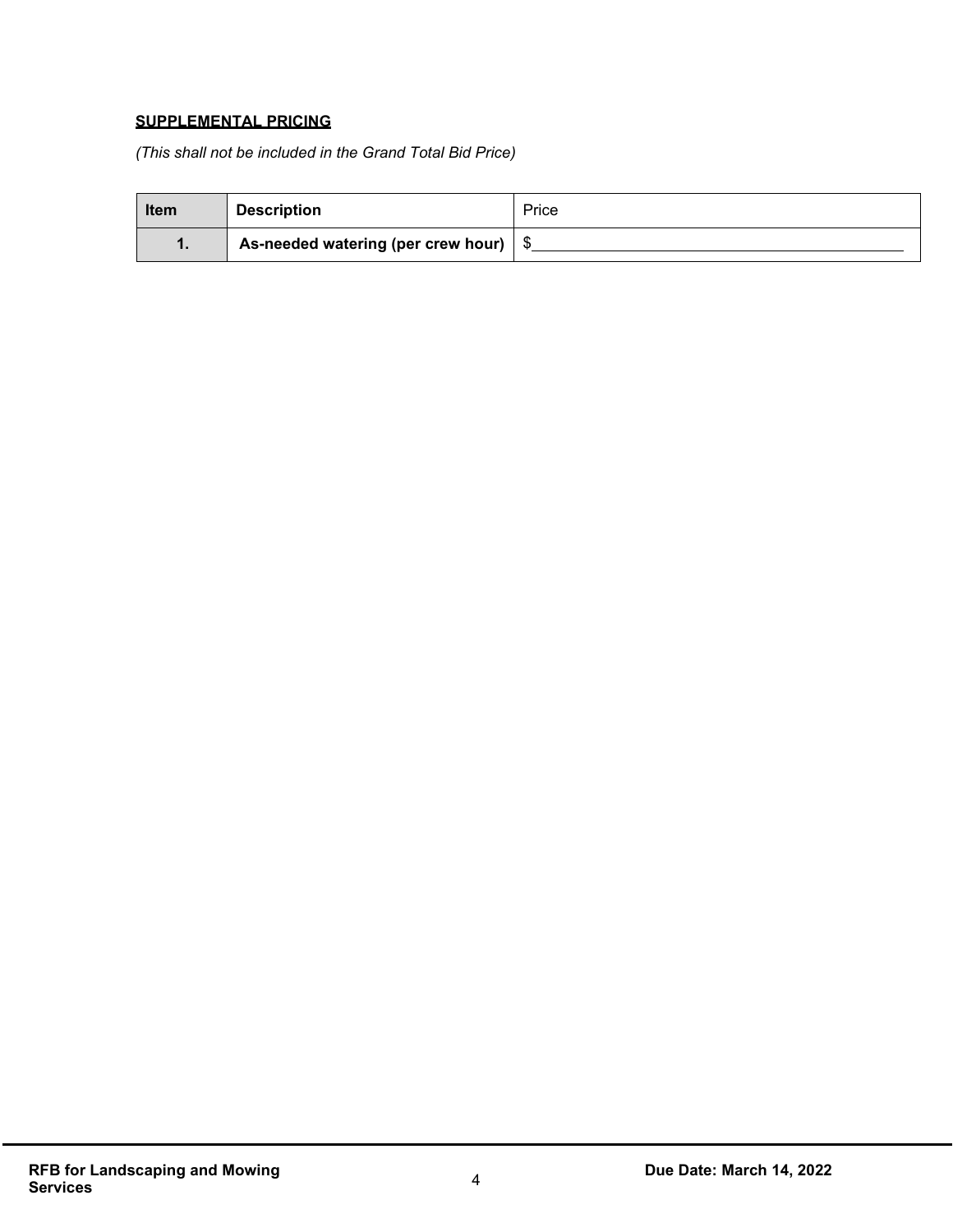**SUPPLEMENTAL PRICING**

*(This shall not be included in the Grand Total Bid Price)*

| **Item** | **Description** | Price |
|---|---|---|
| **1.** | **As-needed watering (per crew hour)** | $\_\_\_\_\_\_\_\_\_\_\_\_\_\_\_\_\_\_\_\_\_\_\_\_\_\_\_\_\_\_\_\_\_\_\_\_ |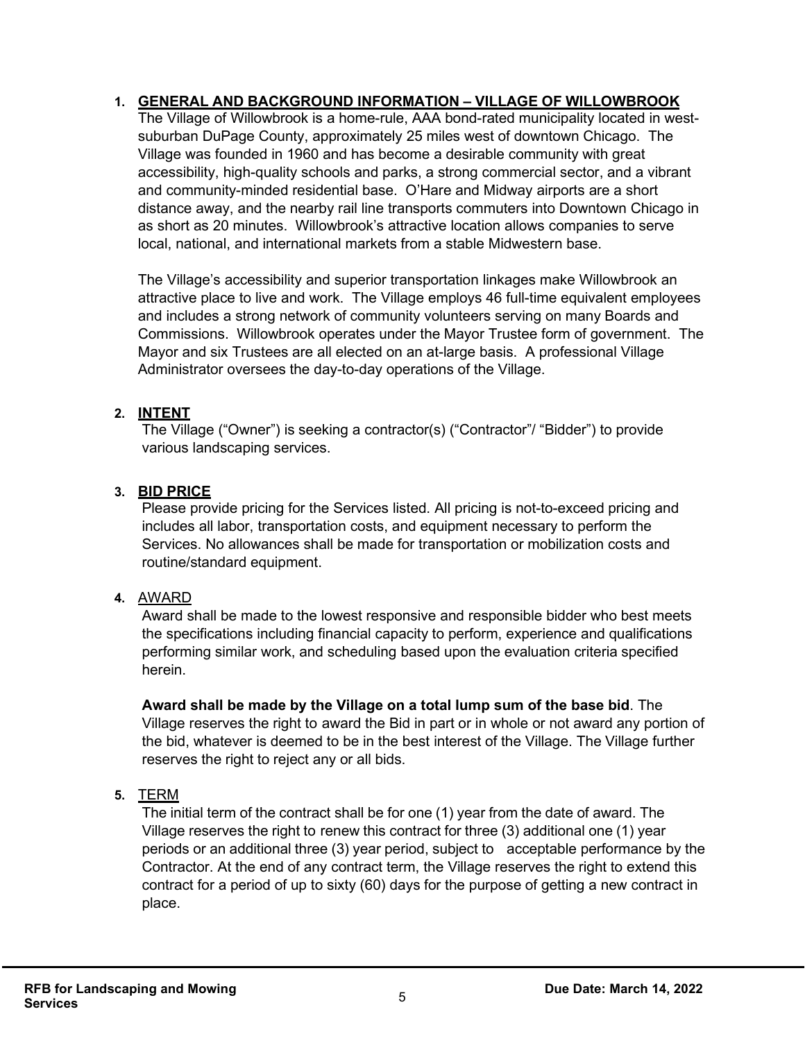## 1. GENERAL AND BACKGROUND INFORMATION – VILLAGE OF WILLOWBROOK

The Village of Willowbrook is a home-rule, AAA bond-rated municipality located in west-suburban DuPage County, approximately 25 miles west of downtown Chicago. The Village was founded in 1960 and has become a desirable community with great accessibility, high-quality schools and parks, a strong commercial sector, and a vibrant and community-minded residential base. O'Hare and Midway airports are a short distance away, and the nearby rail line transports commuters into Downtown Chicago in as short as 20 minutes. Willowbrook's attractive location allows companies to serve local, national, and international markets from a stable Midwestern base.

The Village's accessibility and superior transportation linkages make Willowbrook an attractive place to live and work. The Village employs 46 full-time equivalent employees and includes a strong network of community volunteers serving on many Boards and Commissions. Willowbrook operates under the Mayor Trustee form of government. The Mayor and six Trustees are all elected on an at-large basis. A professional Village Administrator oversees the day-to-day operations of the Village.

## 2. INTENT

The Village ("Owner") is seeking a contractor(s) ("Contractor"/ "Bidder") to provide various landscaping services.

## 3. BID PRICE

Please provide pricing for the Services listed. All pricing is not-to-exceed pricing and includes all labor, transportation costs, and equipment necessary to perform the Services. No allowances shall be made for transportation or mobilization costs and routine/standard equipment.

## 4. AWARD

Award shall be made to the lowest responsive and responsible bidder who best meets the specifications including financial capacity to perform, experience and qualifications performing similar work, and scheduling based upon the evaluation criteria specified herein.

**Award shall be made by the Village on a total lump sum of the base bid**. The Village reserves the right to award the Bid in part or in whole or not award any portion of the bid, whatever is deemed to be in the best interest of the Village. The Village further reserves the right to reject any or all bids.

## 5. TERM

The initial term of the contract shall be for one (1) year from the date of award. The Village reserves the right to renew this contract for three (3) additional one (1) year periods or an additional three (3) year period, subject to acceptable performance by the Contractor. At the end of any contract term, the Village reserves the right to extend this contract for a period of up to sixty (60) days for the purpose of getting a new contract in place.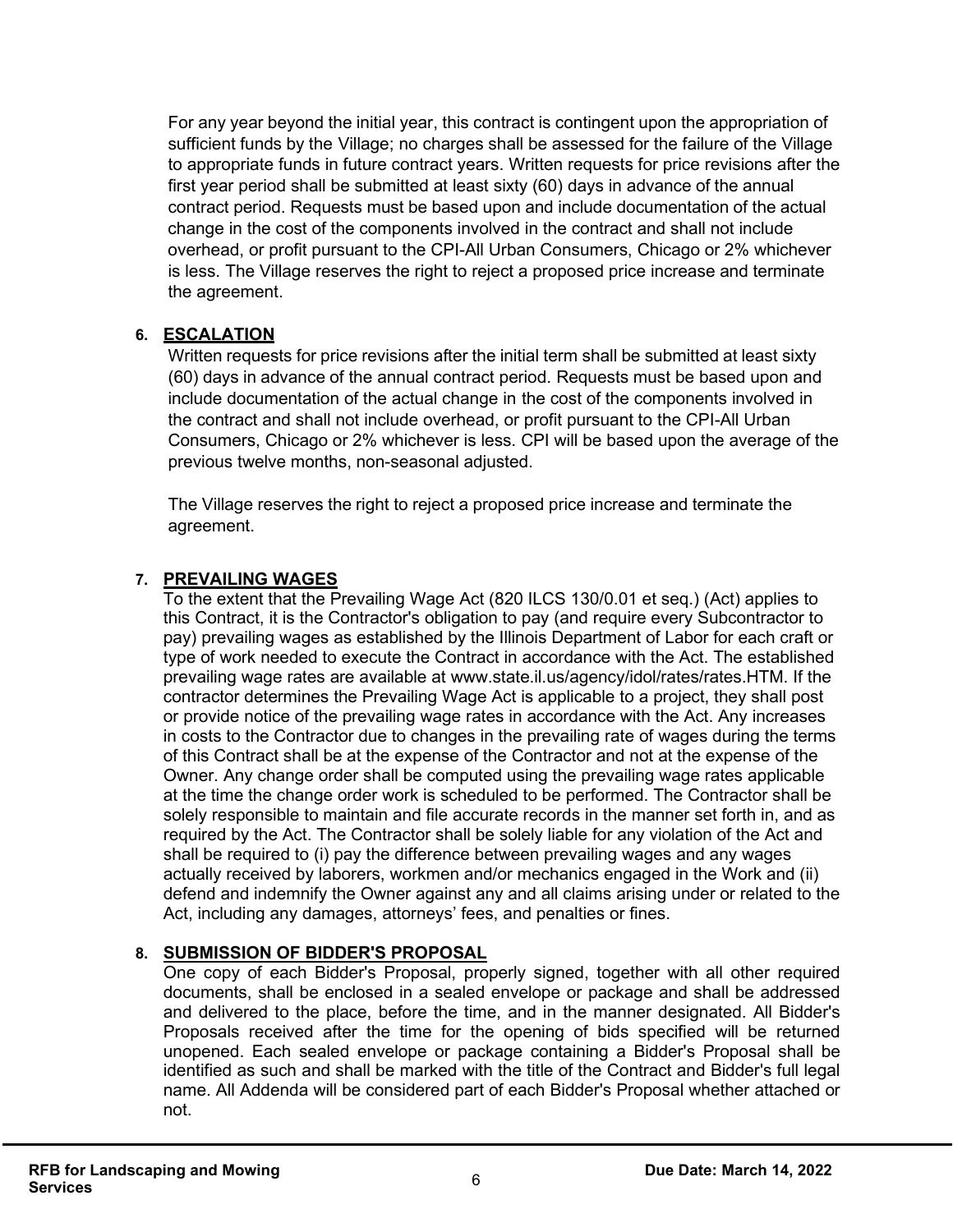For any year beyond the initial year, this contract is contingent upon the appropriation of sufficient funds by the Village; no charges shall be assessed for the failure of the Village to appropriate funds in future contract years. Written requests for price revisions after the first year period shall be submitted at least sixty (60) days in advance of the annual contract period. Requests must be based upon and include documentation of the actual change in the cost of the components involved in the contract and shall not include overhead, or profit pursuant to the CPI-All Urban Consumers, Chicago or 2% whichever is less. The Village reserves the right to reject a proposed price increase and terminate the agreement.

## 6. ESCALATION

Written requests for price revisions after the initial term shall be submitted at least sixty (60) days in advance of the annual contract period. Requests must be based upon and include documentation of the actual change in the cost of the components involved in the contract and shall not include overhead, or profit pursuant to the CPI-All Urban Consumers, Chicago or 2% whichever is less. CPI will be based upon the average of the previous twelve months, non-seasonal adjusted.

The Village reserves the right to reject a proposed price increase and terminate the agreement.

## 7. PREVAILING WAGES

To the extent that the Prevailing Wage Act (820 ILCS 130/0.01 et seq.) (Act) applies to this Contract, it is the Contractor's obligation to pay (and require every Subcontractor to pay) prevailing wages as established by the Illinois Department of Labor for each craft or type of work needed to execute the Contract in accordance with the Act. The established prevailing wage rates are available at www.state.il.us/agency/idol/rates/rates.HTM. If the contractor determines the Prevailing Wage Act is applicable to a project, they shall post or provide notice of the prevailing wage rates in accordance with the Act. Any increases in costs to the Contractor due to changes in the prevailing rate of wages during the terms of this Contract shall be at the expense of the Contractor and not at the expense of the Owner. Any change order shall be computed using the prevailing wage rates applicable at the time the change order work is scheduled to be performed. The Contractor shall be solely responsible to maintain and file accurate records in the manner set forth in, and as required by the Act. The Contractor shall be solely liable for any violation of the Act and shall be required to (i) pay the difference between prevailing wages and any wages actually received by laborers, workmen and/or mechanics engaged in the Work and (ii) defend and indemnify the Owner against any and all claims arising under or related to the Act, including any damages, attorneys' fees, and penalties or fines.

## 8. SUBMISSION OF BIDDER'S PROPOSAL

One copy of each Bidder's Proposal, properly signed, together with all other required documents, shall be enclosed in a sealed envelope or package and shall be addressed and delivered to the place, before the time, and in the manner designated. All Bidder's Proposals received after the time for the opening of bids specified will be returned unopened. Each sealed envelope or package containing a Bidder's Proposal shall be identified as such and shall be marked with the title of the Contract and Bidder's full legal name. All Addenda will be considered part of each Bidder's Proposal whether attached or not.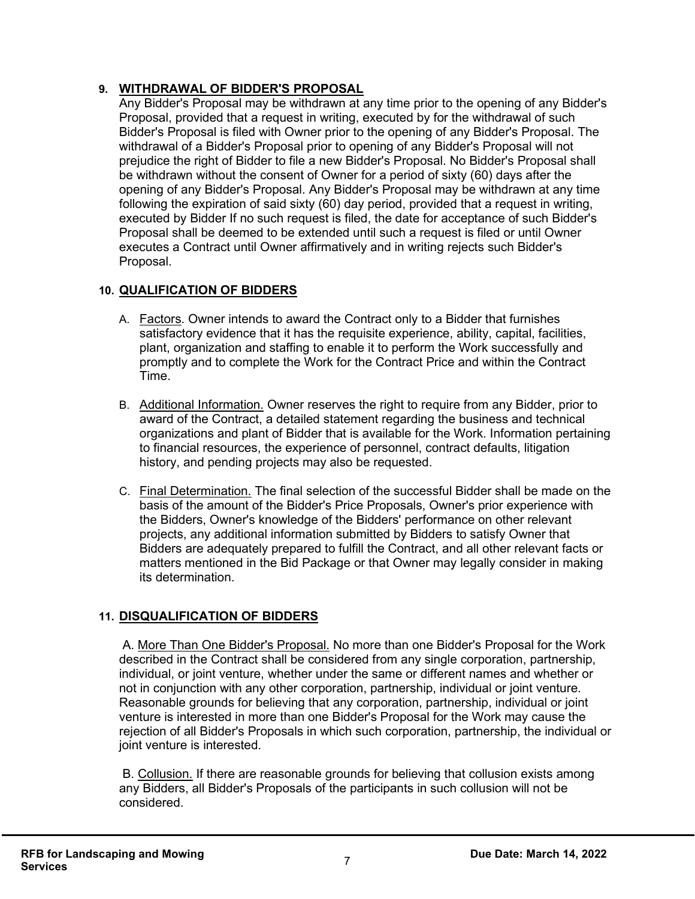## 9. WITHDRAWAL OF BIDDER'S PROPOSAL

Any Bidder's Proposal may be withdrawn at any time prior to the opening of any Bidder's Proposal, provided that a request in writing, executed by for the withdrawal of such Bidder's Proposal is filed with Owner prior to the opening of any Bidder's Proposal. The withdrawal of a Bidder's Proposal prior to opening of any Bidder's Proposal will not prejudice the right of Bidder to file a new Bidder's Proposal. No Bidder's Proposal shall be withdrawn without the consent of Owner for a period of sixty (60) days after the opening of any Bidder's Proposal. Any Bidder's Proposal may be withdrawn at any time following the expiration of said sixty (60) day period, provided that a request in writing, executed by Bidder If no such request is filed, the date for acceptance of such Bidder's Proposal shall be deemed to be extended until such a request is filed or until Owner executes a Contract until Owner affirmatively and in writing rejects such Bidder's Proposal.

## 10. QUALIFICATION OF BIDDERS

A. Factors. Owner intends to award the Contract only to a Bidder that furnishes satisfactory evidence that it has the requisite experience, ability, capital, facilities, plant, organization and staffing to enable it to perform the Work successfully and promptly and to complete the Work for the Contract Price and within the Contract Time.

B. Additional Information. Owner reserves the right to require from any Bidder, prior to award of the Contract, a detailed statement regarding the business and technical organizations and plant of Bidder that is available for the Work. Information pertaining to financial resources, the experience of personnel, contract defaults, litigation history, and pending projects may also be requested.

C. Final Determination. The final selection of the successful Bidder shall be made on the basis of the amount of the Bidder's Price Proposals, Owner's prior experience with the Bidders, Owner's knowledge of the Bidders' performance on other relevant projects, any additional information submitted by Bidders to satisfy Owner that Bidders are adequately prepared to fulfill the Contract, and all other relevant facts or matters mentioned in the Bid Package or that Owner may legally consider in making its determination.

## 11. DISQUALIFICATION OF BIDDERS

A. More Than One Bidder's Proposal. No more than one Bidder's Proposal for the Work described in the Contract shall be considered from any single corporation, partnership, individual, or joint venture, whether under the same or different names and whether or not in conjunction with any other corporation, partnership, individual or joint venture. Reasonable grounds for believing that any corporation, partnership, individual or joint venture is interested in more than one Bidder's Proposal for the Work may cause the rejection of all Bidder's Proposals in which such corporation, partnership, the individual or joint venture is interested.

B. Collusion. If there are reasonable grounds for believing that collusion exists among any Bidders, all Bidder's Proposals of the participants in such collusion will not be considered.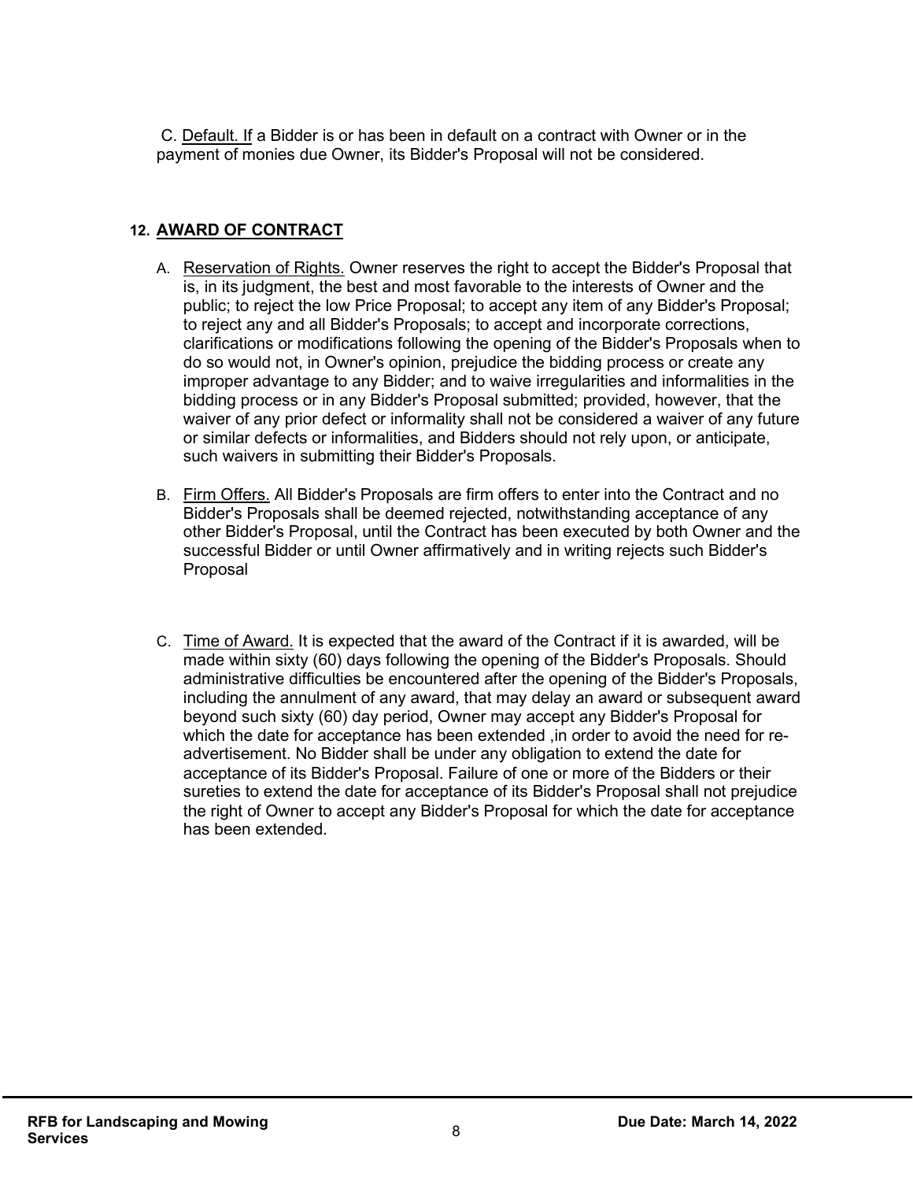C. Default. If a Bidder is or has been in default on a contract with Owner or in the payment of monies due Owner, its Bidder's Proposal will not be considered.

## 12. AWARD OF CONTRACT

A. Reservation of Rights. Owner reserves the right to accept the Bidder's Proposal that is, in its judgment, the best and most favorable to the interests of Owner and the public; to reject the low Price Proposal; to accept any item of any Bidder's Proposal; to reject any and all Bidder's Proposals; to accept and incorporate corrections, clarifications or modifications following the opening of the Bidder's Proposals when to do so would not, in Owner's opinion, prejudice the bidding process or create any improper advantage to any Bidder; and to waive irregularities and informalities in the bidding process or in any Bidder's Proposal submitted; provided, however, that the waiver of any prior defect or informality shall not be considered a waiver of any future or similar defects or informalities, and Bidders should not rely upon, or anticipate, such waivers in submitting their Bidder's Proposals.

B. Firm Offers. All Bidder's Proposals are firm offers to enter into the Contract and no Bidder's Proposals shall be deemed rejected, notwithstanding acceptance of any other Bidder's Proposal, until the Contract has been executed by both Owner and the successful Bidder or until Owner affirmatively and in writing rejects such Bidder's Proposal

C. Time of Award. It is expected that the award of the Contract if it is awarded, will be made within sixty (60) days following the opening of the Bidder's Proposals. Should administrative difficulties be encountered after the opening of the Bidder's Proposals, including the annulment of any award, that may delay an award or subsequent award beyond such sixty (60) day period, Owner may accept any Bidder's Proposal for which the date for acceptance has been extended ,in order to avoid the need for re-advertisement. No Bidder shall be under any obligation to extend the date for acceptance of its Bidder's Proposal. Failure of one or more of the Bidders or their sureties to extend the date for acceptance of its Bidder's Proposal shall not prejudice the right of Owner to accept any Bidder's Proposal for which the date for acceptance has been extended.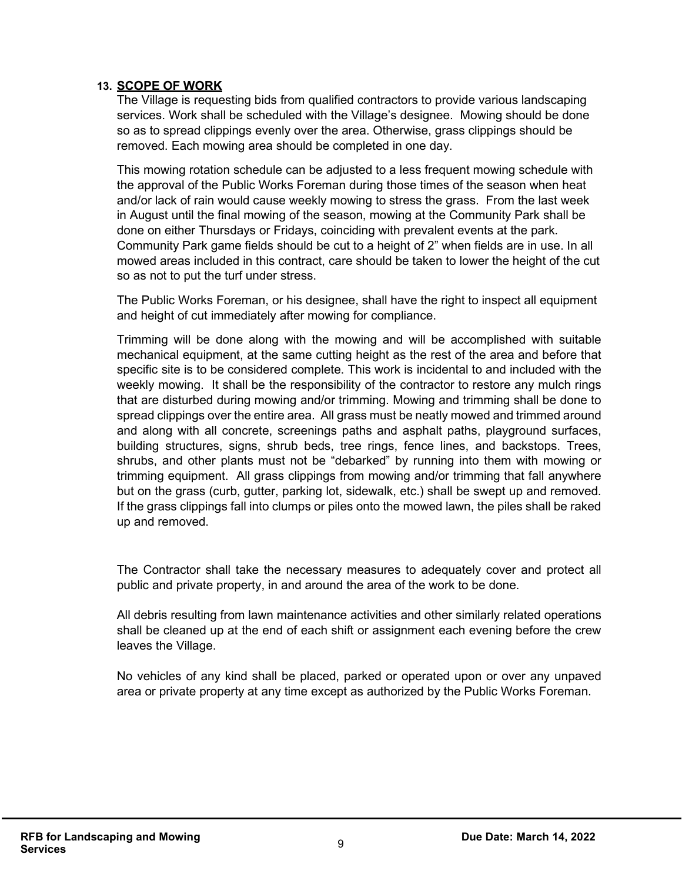## 13. SCOPE OF WORK

The Village is requesting bids from qualified contractors to provide various landscaping services. Work shall be scheduled with the Village's designee. Mowing should be done so as to spread clippings evenly over the area. Otherwise, grass clippings should be removed. Each mowing area should be completed in one day.

This mowing rotation schedule can be adjusted to a less frequent mowing schedule with the approval of the Public Works Foreman during those times of the season when heat and/or lack of rain would cause weekly mowing to stress the grass. From the last week in August until the final mowing of the season, mowing at the Community Park shall be done on either Thursdays or Fridays, coinciding with prevalent events at the park. Community Park game fields should be cut to a height of 2" when fields are in use. In all mowed areas included in this contract, care should be taken to lower the height of the cut so as not to put the turf under stress.

The Public Works Foreman, or his designee, shall have the right to inspect all equipment and height of cut immediately after mowing for compliance.

Trimming will be done along with the mowing and will be accomplished with suitable mechanical equipment, at the same cutting height as the rest of the area and before that specific site is to be considered complete. This work is incidental to and included with the weekly mowing. It shall be the responsibility of the contractor to restore any mulch rings that are disturbed during mowing and/or trimming. Mowing and trimming shall be done to spread clippings over the entire area. All grass must be neatly mowed and trimmed around and along with all concrete, screenings paths and asphalt paths, playground surfaces, building structures, signs, shrub beds, tree rings, fence lines, and backstops. Trees, shrubs, and other plants must not be "debarked" by running into them with mowing or trimming equipment. All grass clippings from mowing and/or trimming that fall anywhere but on the grass (curb, gutter, parking lot, sidewalk, etc.) shall be swept up and removed. If the grass clippings fall into clumps or piles onto the mowed lawn, the piles shall be raked up and removed.

The Contractor shall take the necessary measures to adequately cover and protect all public and private property, in and around the area of the work to be done.

All debris resulting from lawn maintenance activities and other similarly related operations shall be cleaned up at the end of each shift or assignment each evening before the crew leaves the Village.

No vehicles of any kind shall be placed, parked or operated upon or over any unpaved area or private property at any time except as authorized by the Public Works Foreman.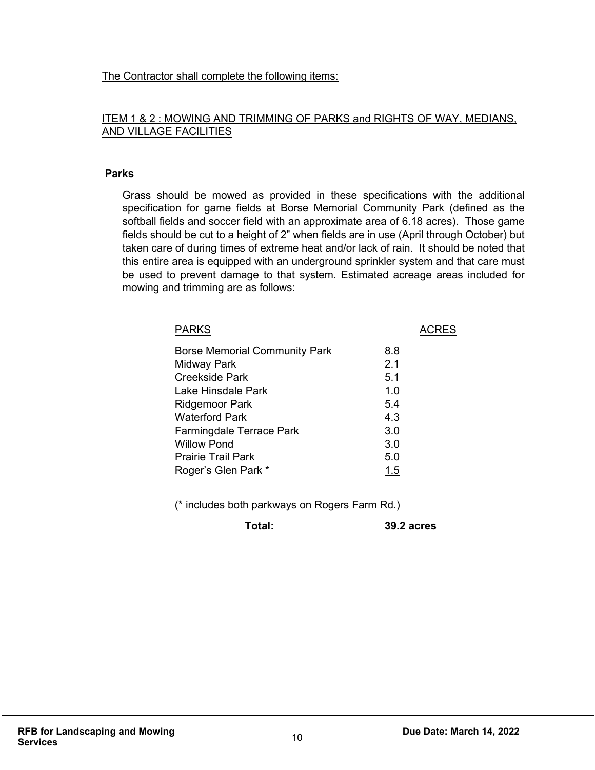The Contractor shall complete the following items:

ITEM 1 & 2 : MOWING AND TRIMMING OF PARKS and RIGHTS OF WAY, MEDIANS, AND VILLAGE FACILITIES

**Parks**

Grass should be mowed as provided in these specifications with the additional specification for game fields at Borse Memorial Community Park (defined as the softball fields and soccer field with an approximate area of 6.18 acres). Those game fields should be cut to a height of 2" when fields are in use (April through October) but taken care of during times of extreme heat and/or lack of rain. It should be noted that this entire area is equipped with an underground sprinkler system and that care must be used to prevent damage to that system. Estimated acreage areas included for mowing and trimming are as follows:

| PARKS | ACRES |
|---|---|
| Borse Memorial Community Park | 8.8 |
| Midway Park | 2.1 |
| Creekside Park | 5.1 |
| Lake Hinsdale Park | 1.0 |
| Ridgemoor Park | 5.4 |
| Waterford Park | 4.3 |
| Farmingdale Terrace Park | 3.0 |
| Willow Pond | 3.0 |
| Prairie Trail Park | 5.0 |
| Roger's Glen Park * | 1.5 |

(* includes both parkways on Rogers Farm Rd.)

**Total: 39.2 acres**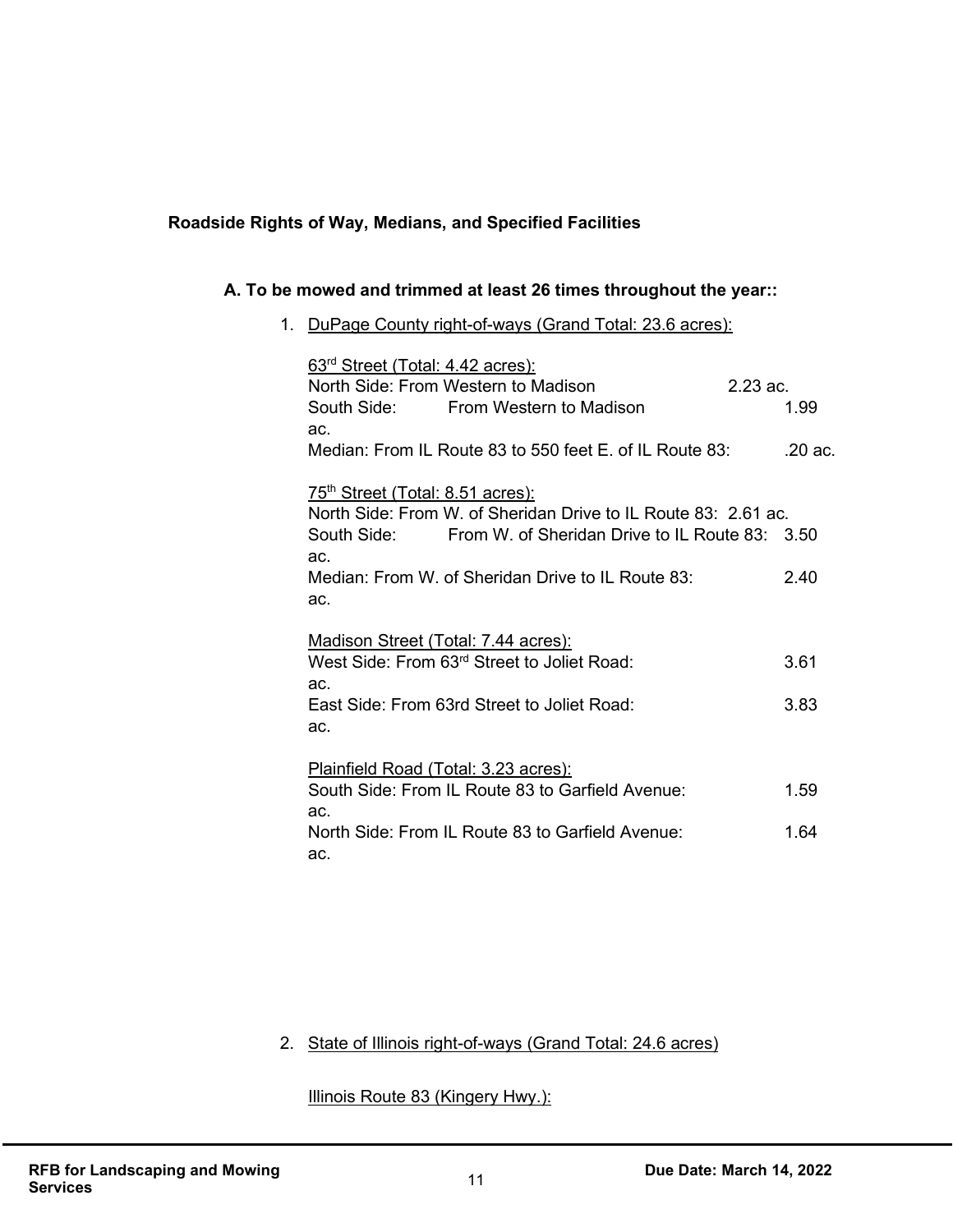**Roadside Rights of Way, Medians, and Specified Facilities**

**A. To be mowed and trimmed at least 26 times throughout the year::**

1. DuPage County right-of-ways (Grand Total: 23.6 acres):

   63rd Street (Total: 4.42 acres):
   North Side: From Western to Madison 2.23 ac.
   South Side: From Western to Madison 1.99 ac.
   Median: From IL Route 83 to 550 feet E. of IL Route 83: .20 ac.

   75th Street (Total: 8.51 acres):
   North Side: From W. of Sheridan Drive to IL Route 83: 2.61 ac.
   South Side: From W. of Sheridan Drive to IL Route 83: 3.50 ac.
   Median: From W. of Sheridan Drive to IL Route 83: 2.40 ac.

   Madison Street (Total: 7.44 acres):
   West Side: From 63rd Street to Joliet Road: 3.61 ac.
   East Side: From 63rd Street to Joliet Road: 3.83 ac.

   Plainfield Road (Total: 3.23 acres):
   South Side: From IL Route 83 to Garfield Avenue: 1.59 ac.
   North Side: From IL Route 83 to Garfield Avenue: 1.64 ac.

2. State of Illinois right-of-ways (Grand Total: 24.6 acres)

   Illinois Route 83 (Kingery Hwy.):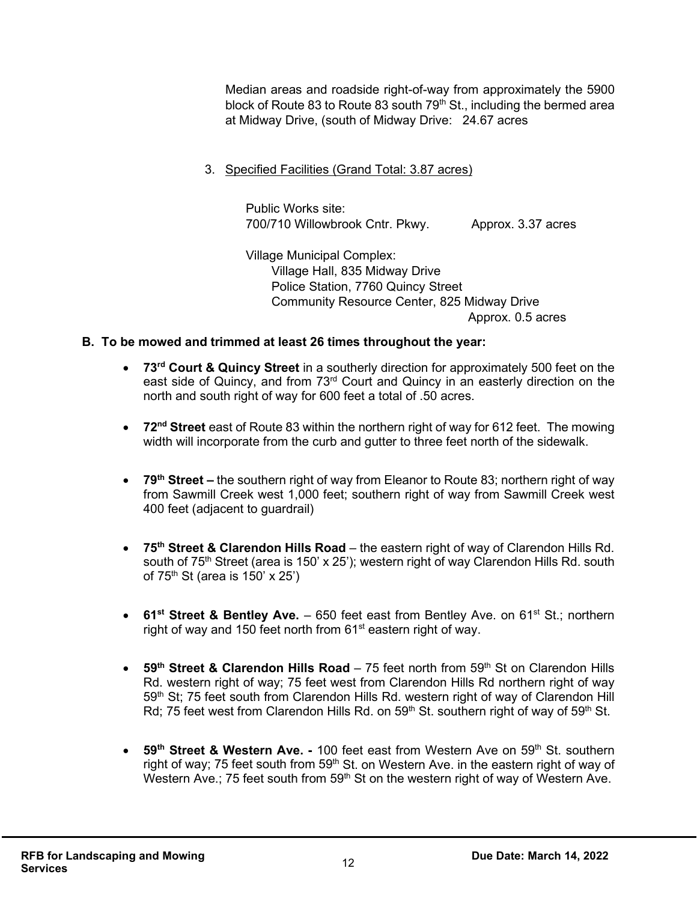Median areas and roadside right-of-way from approximately the 5900 block of Route 83 to Route 83 south 79th St., including the bermed area at Midway Drive, (south of Midway Drive: 24.67 acres

3. Specified Facilities (Grand Total: 3.87 acres)

Public Works site:
700/710 Willowbrook Cntr. Pkwy. Approx. 3.37 acres

Village Municipal Complex:
Village Hall, 835 Midway Drive
Police Station, 7760 Quincy Street
Community Resource Center, 825 Midway Drive
Approx. 0.5 acres

**B. To be mowed and trimmed at least 26 times throughout the year:**

- **73rd Court & Quincy Street** in a southerly direction for approximately 500 feet on the east side of Quincy, and from 73rd Court and Quincy in an easterly direction on the north and south right of way for 600 feet a total of .50 acres.
- **72nd Street** east of Route 83 within the northern right of way for 612 feet. The mowing width will incorporate from the curb and gutter to three feet north of the sidewalk.
- **79th Street –** the southern right of way from Eleanor to Route 83; northern right of way from Sawmill Creek west 1,000 feet; southern right of way from Sawmill Creek west 400 feet (adjacent to guardrail)
- **75th Street & Clarendon Hills Road** – the eastern right of way of Clarendon Hills Rd. south of 75th Street (area is 150' x 25'); western right of way Clarendon Hills Rd. south of 75th St (area is 150' x 25')
- **61st Street & Bentley Ave.** – 650 feet east from Bentley Ave. on 61st St.; northern right of way and 150 feet north from 61st eastern right of way.
- **59th Street & Clarendon Hills Road** – 75 feet north from 59th St on Clarendon Hills Rd. western right of way; 75 feet west from Clarendon Hills Rd northern right of way 59th St; 75 feet south from Clarendon Hills Rd. western right of way of Clarendon Hill Rd; 75 feet west from Clarendon Hills Rd. on 59th St. southern right of way of 59th St.
- **59th Street & Western Ave. -** 100 feet east from Western Ave on 59th St. southern right of way; 75 feet south from 59th St. on Western Ave. in the eastern right of way of Western Ave.; 75 feet south from 59th St on the western right of way of Western Ave.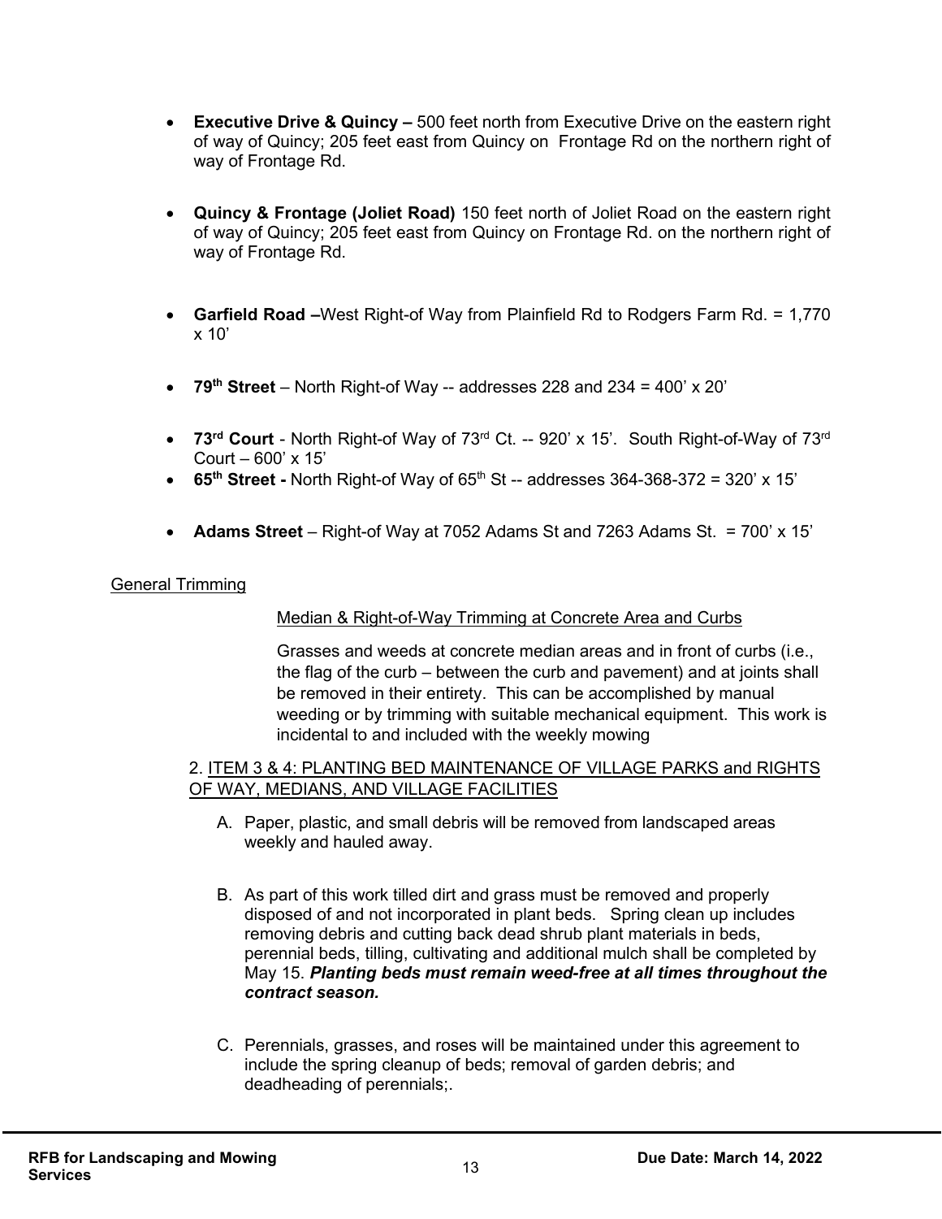- **Executive Drive & Quincy –** 500 feet north from Executive Drive on the eastern right of way of Quincy; 205 feet east from Quincy on Frontage Rd on the northern right of way of Frontage Rd.

- **Quincy & Frontage (Joliet Road)** 150 feet north of Joliet Road on the eastern right of way of Quincy; 205 feet east from Quincy on Frontage Rd. on the northern right of way of Frontage Rd.

- **Garfield Road –**West Right-of Way from Plainfield Rd to Rodgers Farm Rd. = 1,770 x 10'

- **79th Street** – North Right-of Way -- addresses 228 and 234 = 400' x 20'

- **73rd Court** - North Right-of Way of 73rd Ct. -- 920' x 15'. South Right-of-Way of 73rd Court – 600' x 15'
- **65th Street -** North Right-of Way of 65th St -- addresses 364-368-372 = 320' x 15'

- **Adams Street** – Right-of Way at 7052 Adams St and 7263 Adams St. = 700' x 15'

General Trimming

Median & Right-of-Way Trimming at Concrete Area and Curbs

Grasses and weeds at concrete median areas and in front of curbs (i.e., the flag of the curb – between the curb and pavement) and at joints shall be removed in their entirety. This can be accomplished by manual weeding or by trimming with suitable mechanical equipment. This work is incidental to and included with the weekly mowing

2. ITEM 3 & 4: PLANTING BED MAINTENANCE OF VILLAGE PARKS and RIGHTS OF WAY, MEDIANS, AND VILLAGE FACILITIES

A. Paper, plastic, and small debris will be removed from landscaped areas weekly and hauled away.

B. As part of this work tilled dirt and grass must be removed and properly disposed of and not incorporated in plant beds. Spring clean up includes removing debris and cutting back dead shrub plant materials in beds, perennial beds, tilling, cultivating and additional mulch shall be completed by May 15. ***Planting beds must remain weed-free at all times throughout the contract season.***

C. Perennials, grasses, and roses will be maintained under this agreement to include the spring cleanup of beds; removal of garden debris; and deadheading of perennials;.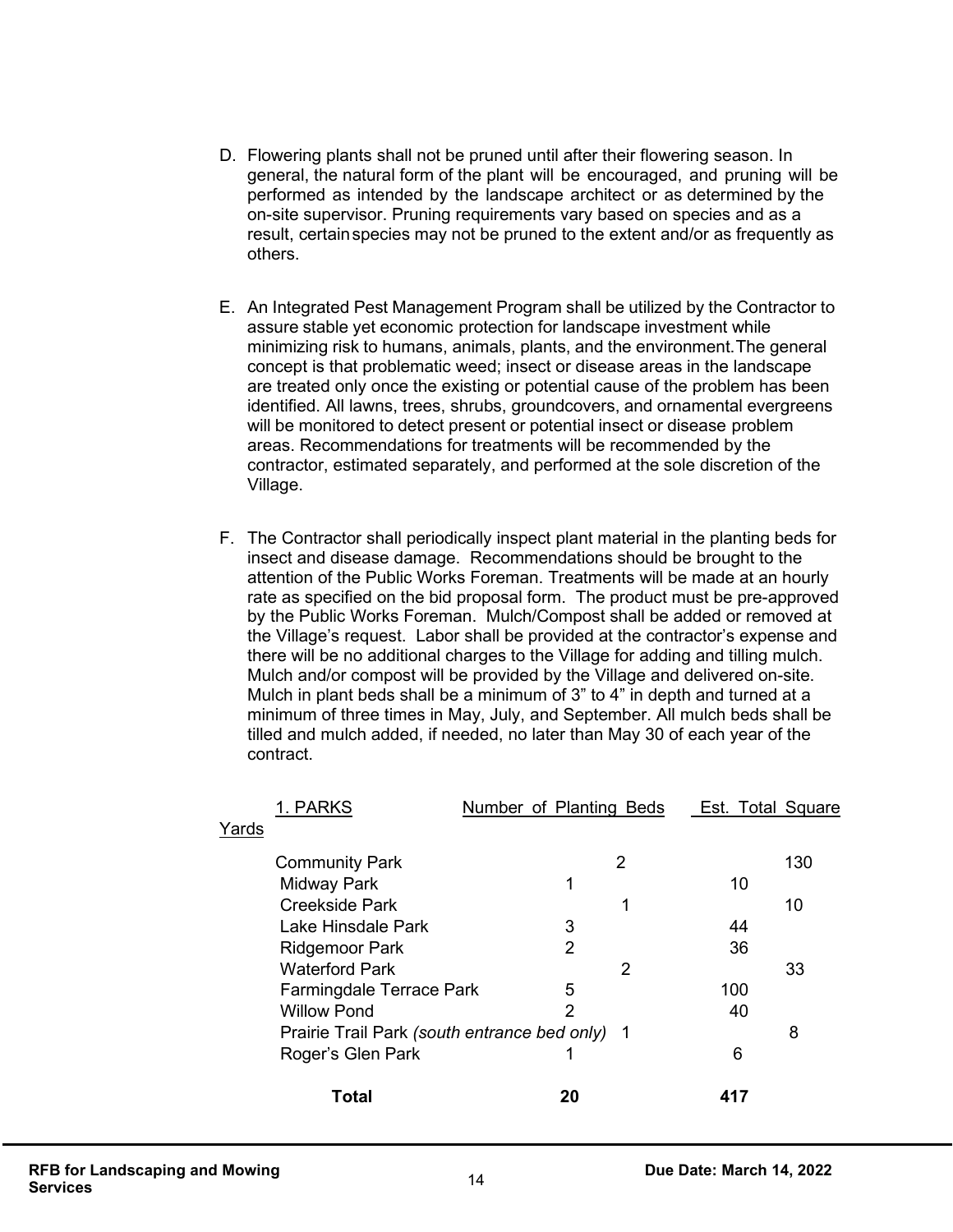D. Flowering plants shall not be pruned until after their flowering season. In general, the natural form of the plant will be encouraged, and pruning will be performed as intended by the landscape architect or as determined by the on-site supervisor. Pruning requirements vary based on species and as a result, certain species may not be pruned to the extent and/or as frequently as others.

E. An Integrated Pest Management Program shall be utilized by the Contractor to assure stable yet economic protection for landscape investment while minimizing risk to humans, animals, plants, and the environment. The general concept is that problematic weed; insect or disease areas in the landscape are treated only once the existing or potential cause of the problem has been identified. All lawns, trees, shrubs, groundcovers, and ornamental evergreens will be monitored to detect present or potential insect or disease problem areas. Recommendations for treatments will be recommended by the contractor, estimated separately, and performed at the sole discretion of the Village.

F. The Contractor shall periodically inspect plant material in the planting beds for insect and disease damage. Recommendations should be brought to the attention of the Public Works Foreman. Treatments will be made at an hourly rate as specified on the bid proposal form. The product must be pre-approved by the Public Works Foreman. Mulch/Compost shall be added or removed at the Village's request. Labor shall be provided at the contractor's expense and there will be no additional charges to the Village for adding and tilling mulch. Mulch and/or compost will be provided by the Village and delivered on-site. Mulch in plant beds shall be a minimum of 3" to 4" in depth and turned at a minimum of three times in May, July, and September. All mulch beds shall be tilled and mulch added, if needed, no later than May 30 of each year of the contract.

| 1. PARKS | Number of Planting Beds | Est. Total Square Yards |
|---|---|---|
| Community Park | 2 | 130 |
| Midway Park | 1 | 10 |
| Creekside Park | 1 | 10 |
| Lake Hinsdale Park | 3 | 44 |
| Ridgemoor Park | 2 | 36 |
| Waterford Park | 2 | 33 |
| Farmingdale Terrace Park | 5 | 100 |
| Willow Pond | 2 | 40 |
| Prairie Trail Park *(south entrance bed only)* | 1 | 8 |
| Roger's Glen Park | 1 | 6 |
| **Total** | **20** | **417** |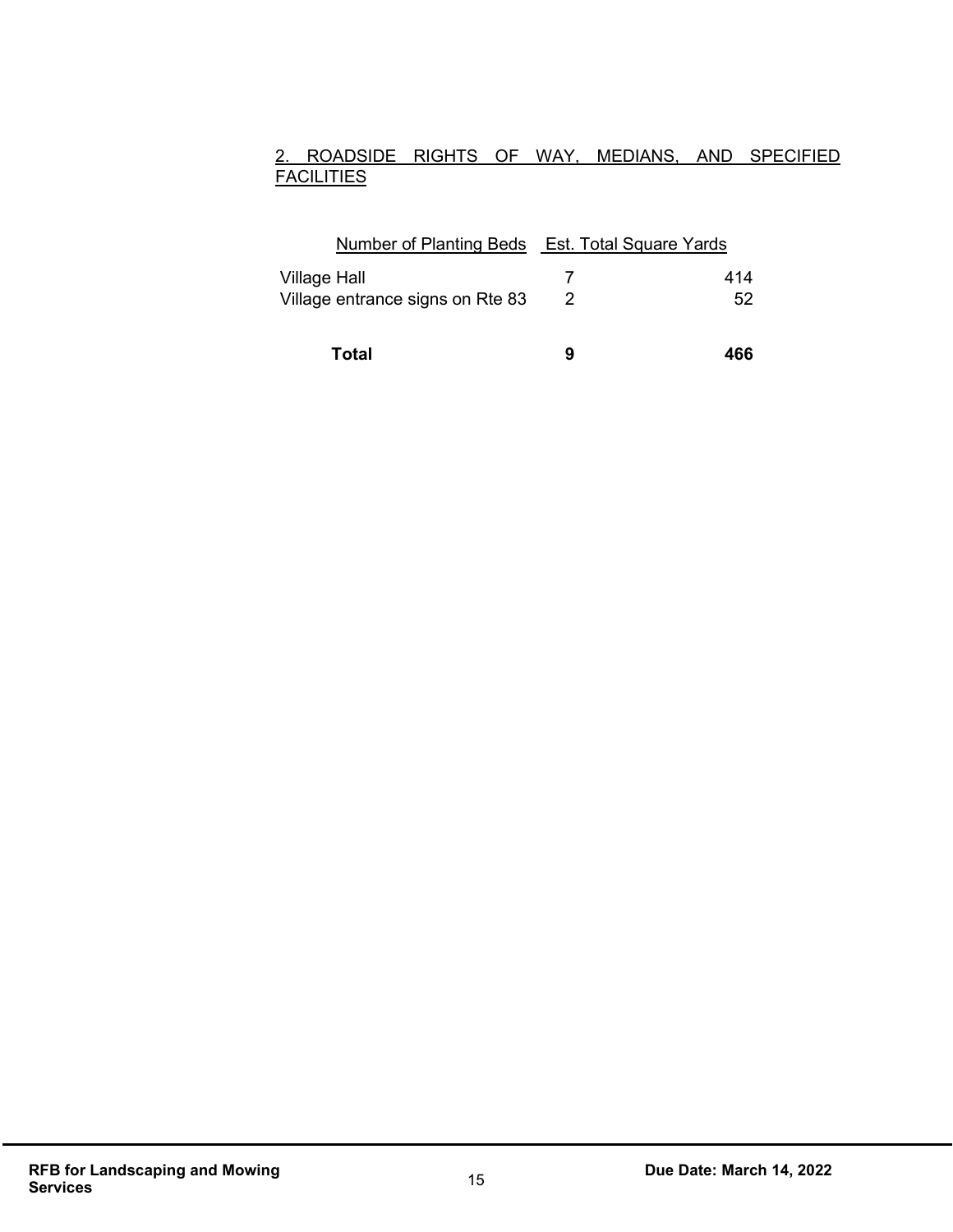2. ROADSIDE RIGHTS OF WAY, MEDIANS, AND SPECIFIED FACILITIES

| | Number of Planting Beds | Est. Total Square Yards |
|---|---|---|
| Village Hall | 7 | 414 |
| Village entrance signs on Rte 83 | 2 | 52 |
| **Total** | **9** | **466** |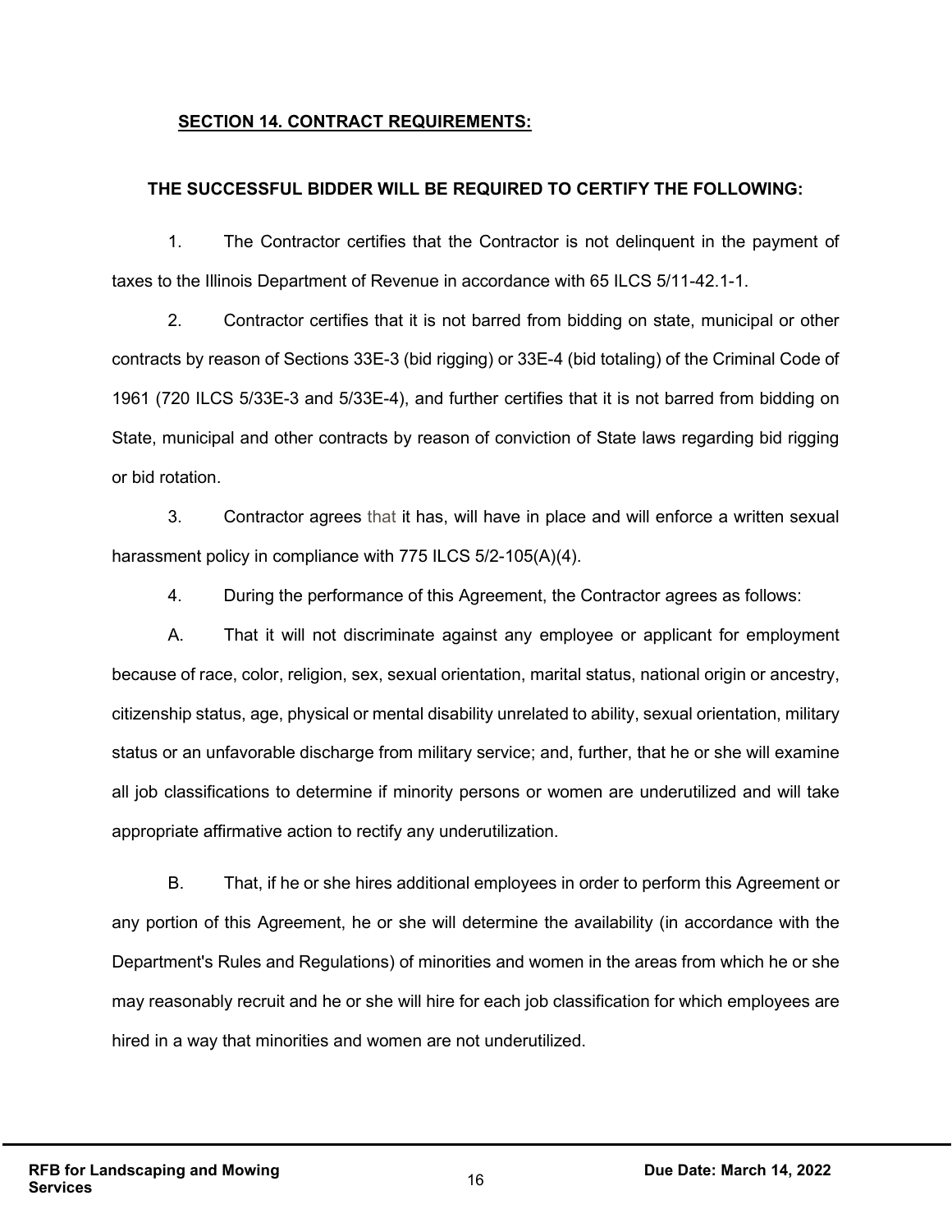## SECTION 14. CONTRACT REQUIREMENTS:

**THE SUCCESSFUL BIDDER WILL BE REQUIRED TO CERTIFY THE FOLLOWING:**

1. The Contractor certifies that the Contractor is not delinquent in the payment of taxes to the Illinois Department of Revenue in accordance with 65 ILCS 5/11-42.1-1.

2. Contractor certifies that it is not barred from bidding on state, municipal or other contracts by reason of Sections 33E-3 (bid rigging) or 33E-4 (bid totaling) of the Criminal Code of 1961 (720 ILCS 5/33E-3 and 5/33E-4), and further certifies that it is not barred from bidding on State, municipal and other contracts by reason of conviction of State laws regarding bid rigging or bid rotation.

3. Contractor agrees that it has, will have in place and will enforce a written sexual harassment policy in compliance with 775 ILCS 5/2-105(A)(4).

4. During the performance of this Agreement, the Contractor agrees as follows:

A. That it will not discriminate against any employee or applicant for employment because of race, color, religion, sex, sexual orientation, marital status, national origin or ancestry, citizenship status, age, physical or mental disability unrelated to ability, sexual orientation, military status or an unfavorable discharge from military service; and, further, that he or she will examine all job classifications to determine if minority persons or women are underutilized and will take appropriate affirmative action to rectify any underutilization.

B. That, if he or she hires additional employees in order to perform this Agreement or any portion of this Agreement, he or she will determine the availability (in accordance with the Department's Rules and Regulations) of minorities and women in the areas from which he or she may reasonably recruit and he or she will hire for each job classification for which employees are hired in a way that minorities and women are not underutilized.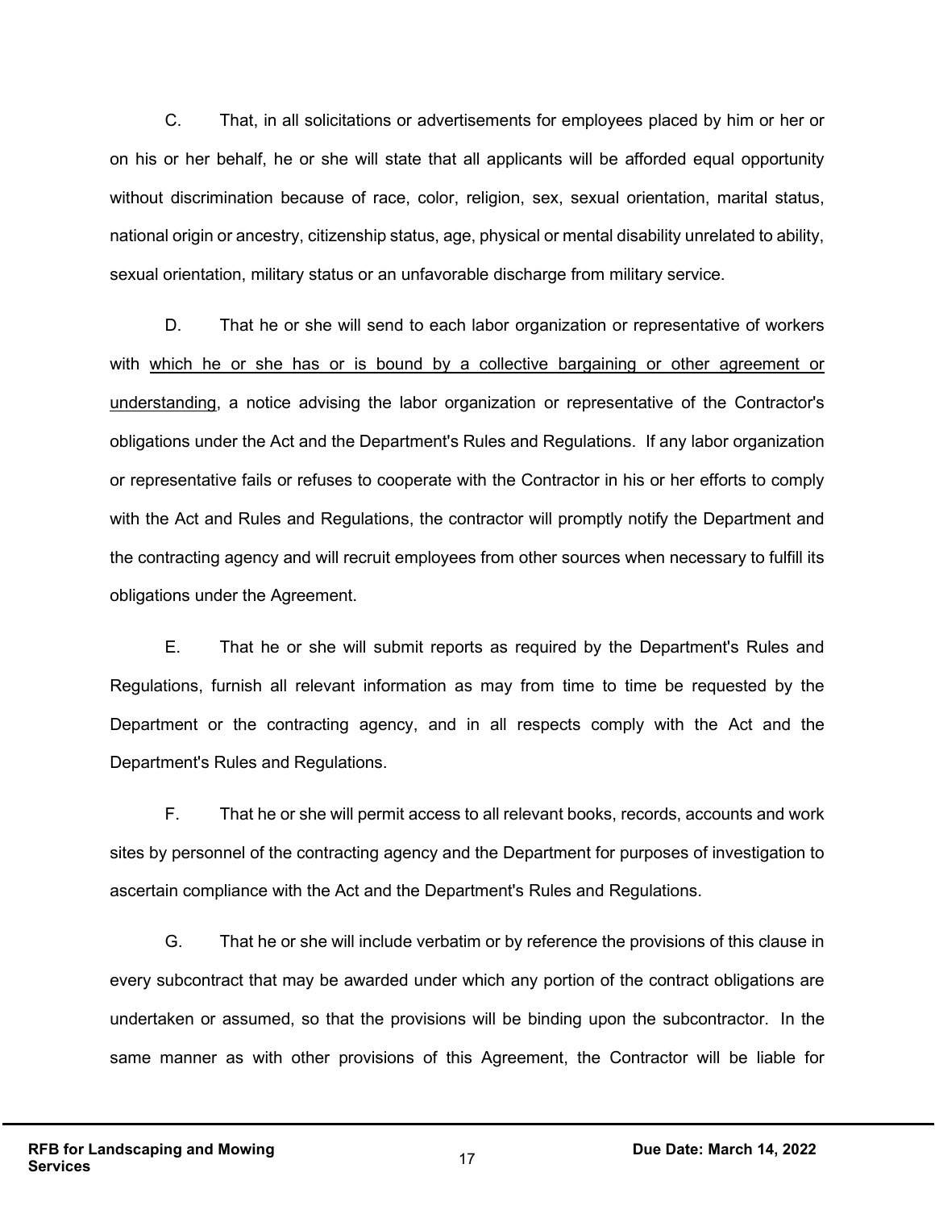C. That, in all solicitations or advertisements for employees placed by him or her or on his or her behalf, he or she will state that all applicants will be afforded equal opportunity without discrimination because of race, color, religion, sex, sexual orientation, marital status, national origin or ancestry, citizenship status, age, physical or mental disability unrelated to ability, sexual orientation, military status or an unfavorable discharge from military service.

D. That he or she will send to each labor organization or representative of workers with <u>which he or she has or is bound by a collective bargaining or other agreement or understanding</u>, a notice advising the labor organization or representative of the Contractor's obligations under the Act and the Department's Rules and Regulations. If any labor organization or representative fails or refuses to cooperate with the Contractor in his or her efforts to comply with the Act and Rules and Regulations, the contractor will promptly notify the Department and the contracting agency and will recruit employees from other sources when necessary to fulfill its obligations under the Agreement.

E. That he or she will submit reports as required by the Department's Rules and Regulations, furnish all relevant information as may from time to time be requested by the Department or the contracting agency, and in all respects comply with the Act and the Department's Rules and Regulations.

F. That he or she will permit access to all relevant books, records, accounts and work sites by personnel of the contracting agency and the Department for purposes of investigation to ascertain compliance with the Act and the Department's Rules and Regulations.

G. That he or she will include verbatim or by reference the provisions of this clause in every subcontract that may be awarded under which any portion of the contract obligations are undertaken or assumed, so that the provisions will be binding upon the subcontractor. In the same manner as with other provisions of this Agreement, the Contractor will be liable for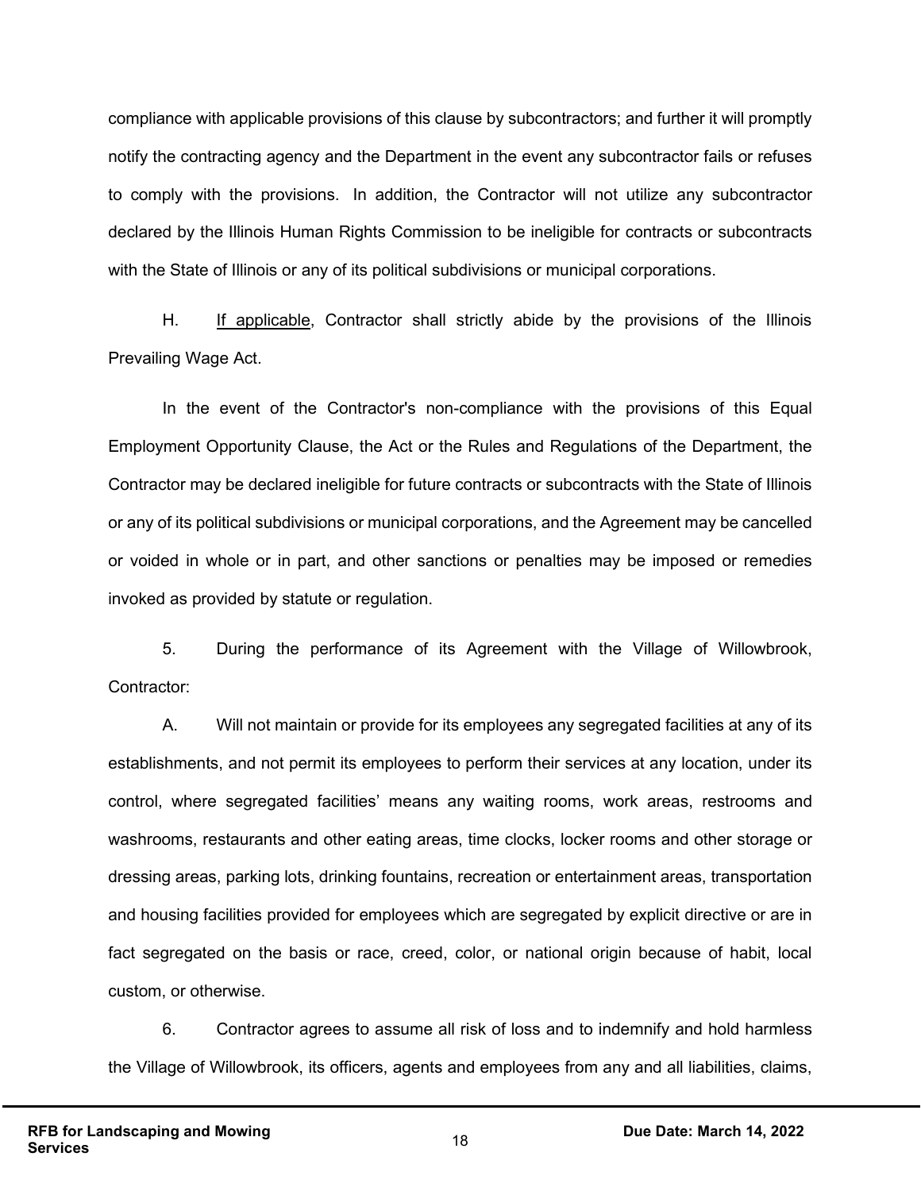compliance with applicable provisions of this clause by subcontractors; and further it will promptly notify the contracting agency and the Department in the event any subcontractor fails or refuses to comply with the provisions. In addition, the Contractor will not utilize any subcontractor declared by the Illinois Human Rights Commission to be ineligible for contracts or subcontracts with the State of Illinois or any of its political subdivisions or municipal corporations.

H. <u>If applicable</u>, Contractor shall strictly abide by the provisions of the Illinois Prevailing Wage Act.

In the event of the Contractor's non-compliance with the provisions of this Equal Employment Opportunity Clause, the Act or the Rules and Regulations of the Department, the Contractor may be declared ineligible for future contracts or subcontracts with the State of Illinois or any of its political subdivisions or municipal corporations, and the Agreement may be cancelled or voided in whole or in part, and other sanctions or penalties may be imposed or remedies invoked as provided by statute or regulation.

5. During the performance of its Agreement with the Village of Willowbrook, Contractor:

A. Will not maintain or provide for its employees any segregated facilities at any of its establishments, and not permit its employees to perform their services at any location, under its control, where segregated facilities' means any waiting rooms, work areas, restrooms and washrooms, restaurants and other eating areas, time clocks, locker rooms and other storage or dressing areas, parking lots, drinking fountains, recreation or entertainment areas, transportation and housing facilities provided for employees which are segregated by explicit directive or are in fact segregated on the basis or race, creed, color, or national origin because of habit, local custom, or otherwise.

6. Contractor agrees to assume all risk of loss and to indemnify and hold harmless the Village of Willowbrook, its officers, agents and employees from any and all liabilities, claims,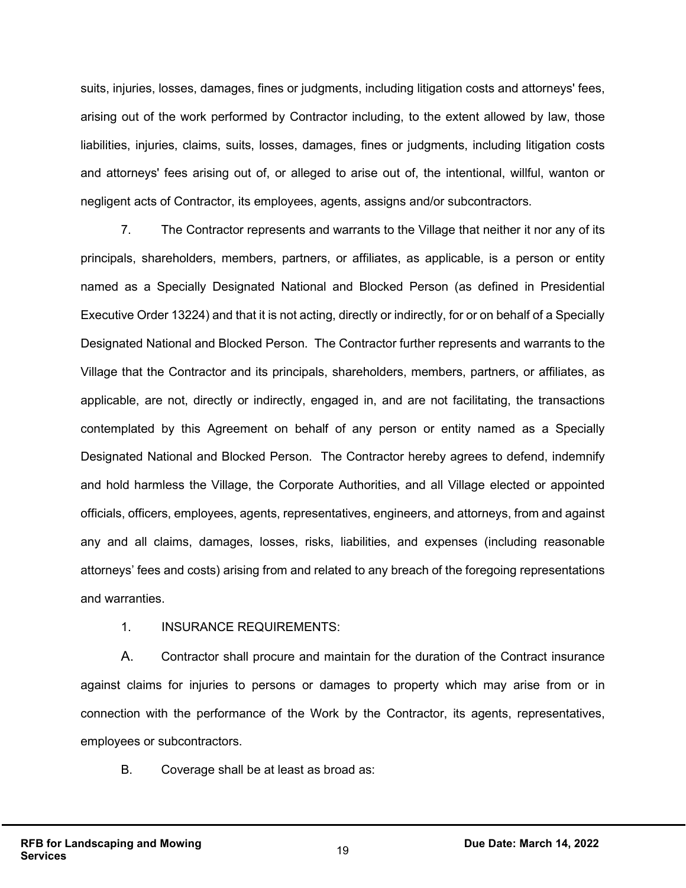suits, injuries, losses, damages, fines or judgments, including litigation costs and attorneys' fees, arising out of the work performed by Contractor including, to the extent allowed by law, those liabilities, injuries, claims, suits, losses, damages, fines or judgments, including litigation costs and attorneys' fees arising out of, or alleged to arise out of, the intentional, willful, wanton or negligent acts of Contractor, its employees, agents, assigns and/or subcontractors.

7. The Contractor represents and warrants to the Village that neither it nor any of its principals, shareholders, members, partners, or affiliates, as applicable, is a person or entity named as a Specially Designated National and Blocked Person (as defined in Presidential Executive Order 13224) and that it is not acting, directly or indirectly, for or on behalf of a Specially Designated National and Blocked Person. The Contractor further represents and warrants to the Village that the Contractor and its principals, shareholders, members, partners, or affiliates, as applicable, are not, directly or indirectly, engaged in, and are not facilitating, the transactions contemplated by this Agreement on behalf of any person or entity named as a Specially Designated National and Blocked Person. The Contractor hereby agrees to defend, indemnify and hold harmless the Village, the Corporate Authorities, and all Village elected or appointed officials, officers, employees, agents, representatives, engineers, and attorneys, from and against any and all claims, damages, losses, risks, liabilities, and expenses (including reasonable attorneys' fees and costs) arising from and related to any breach of the foregoing representations and warranties.

1. INSURANCE REQUIREMENTS:

A. Contractor shall procure and maintain for the duration of the Contract insurance against claims for injuries to persons or damages to property which may arise from or in connection with the performance of the Work by the Contractor, its agents, representatives, employees or subcontractors.

B. Coverage shall be at least as broad as: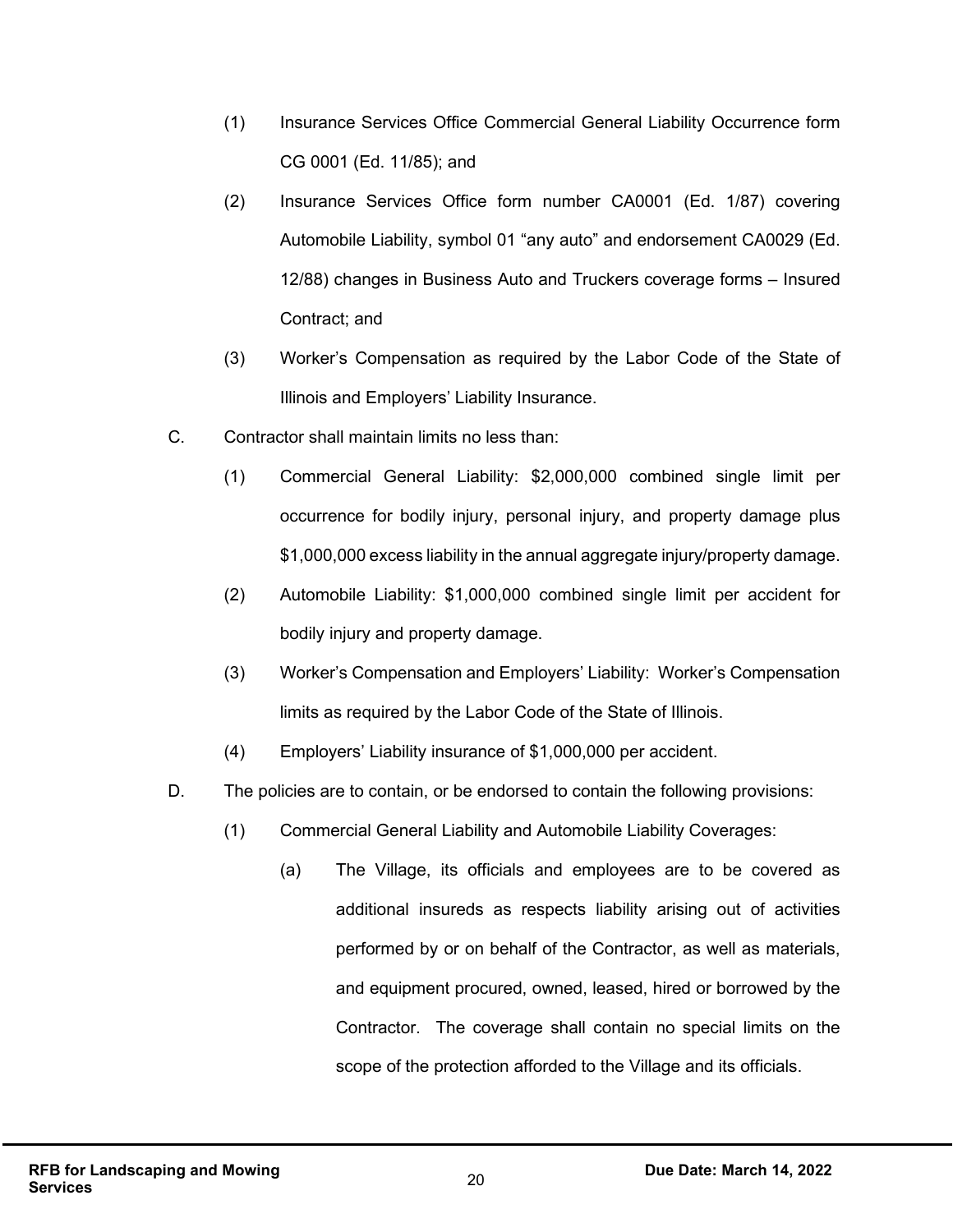(1) Insurance Services Office Commercial General Liability Occurrence form CG 0001 (Ed. 11/85); and

(2) Insurance Services Office form number CA0001 (Ed. 1/87) covering Automobile Liability, symbol 01 "any auto" and endorsement CA0029 (Ed. 12/88) changes in Business Auto and Truckers coverage forms – Insured Contract; and

(3) Worker's Compensation as required by the Labor Code of the State of Illinois and Employers' Liability Insurance.

C. Contractor shall maintain limits no less than:

(1) Commercial General Liability: $2,000,000 combined single limit per occurrence for bodily injury, personal injury, and property damage plus $1,000,000 excess liability in the annual aggregate injury/property damage.

(2) Automobile Liability: $1,000,000 combined single limit per accident for bodily injury and property damage.

(3) Worker's Compensation and Employers' Liability: Worker's Compensation limits as required by the Labor Code of the State of Illinois.

(4) Employers' Liability insurance of $1,000,000 per accident.

D. The policies are to contain, or be endorsed to contain the following provisions:

(1) Commercial General Liability and Automobile Liability Coverages:

(a) The Village, its officials and employees are to be covered as additional insureds as respects liability arising out of activities performed by or on behalf of the Contractor, as well as materials, and equipment procured, owned, leased, hired or borrowed by the Contractor. The coverage shall contain no special limits on the scope of the protection afforded to the Village and its officials.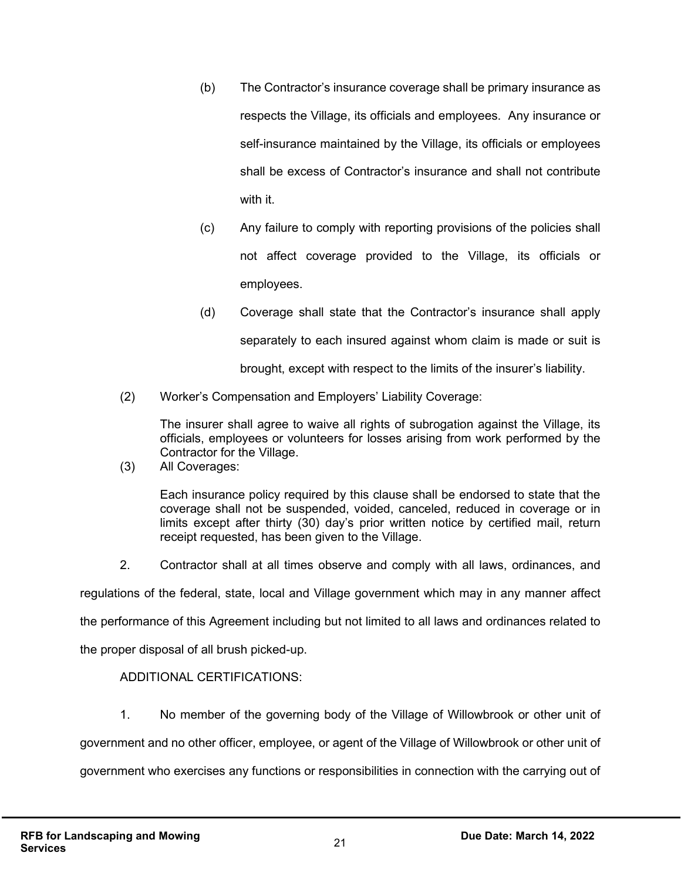(b) The Contractor's insurance coverage shall be primary insurance as respects the Village, its officials and employees. Any insurance or self-insurance maintained by the Village, its officials or employees shall be excess of Contractor's insurance and shall not contribute with it.

(c) Any failure to comply with reporting provisions of the policies shall not affect coverage provided to the Village, its officials or employees.

(d) Coverage shall state that the Contractor's insurance shall apply separately to each insured against whom claim is made or suit is brought, except with respect to the limits of the insurer's liability.

(2) Worker's Compensation and Employers' Liability Coverage:

The insurer shall agree to waive all rights of subrogation against the Village, its officials, employees or volunteers for losses arising from work performed by the Contractor for the Village.

(3) All Coverages:

Each insurance policy required by this clause shall be endorsed to state that the coverage shall not be suspended, voided, canceled, reduced in coverage or in limits except after thirty (30) day's prior written notice by certified mail, return receipt requested, has been given to the Village.

2. Contractor shall at all times observe and comply with all laws, ordinances, and regulations of the federal, state, local and Village government which may in any manner affect the performance of this Agreement including but not limited to all laws and ordinances related to the proper disposal of all brush picked-up.

ADDITIONAL CERTIFICATIONS:

1. No member of the governing body of the Village of Willowbrook or other unit of government and no other officer, employee, or agent of the Village of Willowbrook or other unit of government who exercises any functions or responsibilities in connection with the carrying out of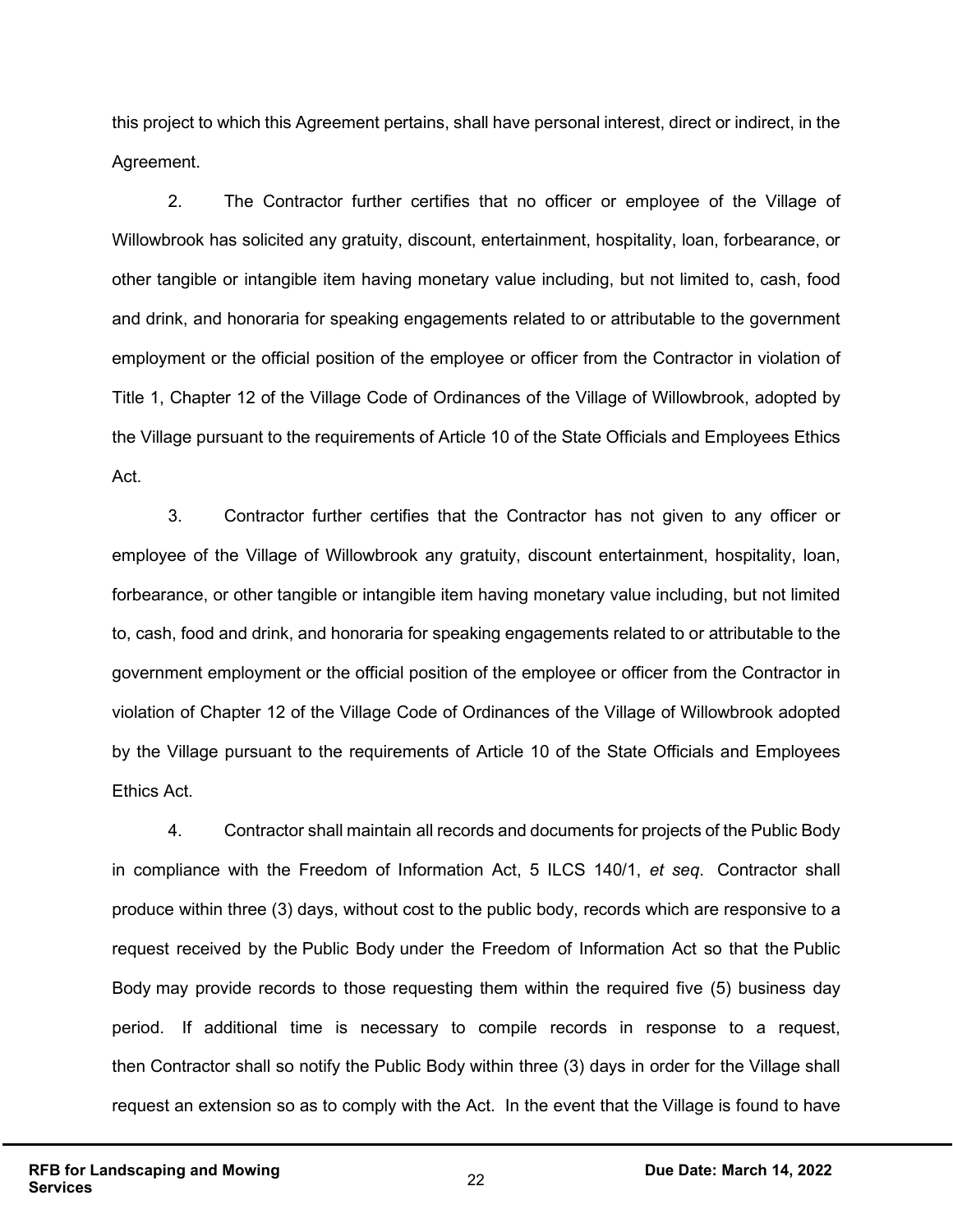this project to which this Agreement pertains, shall have personal interest, direct or indirect, in the Agreement.

2. The Contractor further certifies that no officer or employee of the Village of Willowbrook has solicited any gratuity, discount, entertainment, hospitality, loan, forbearance, or other tangible or intangible item having monetary value including, but not limited to, cash, food and drink, and honoraria for speaking engagements related to or attributable to the government employment or the official position of the employee or officer from the Contractor in violation of Title 1, Chapter 12 of the Village Code of Ordinances of the Village of Willowbrook, adopted by the Village pursuant to the requirements of Article 10 of the State Officials and Employees Ethics Act.

3. Contractor further certifies that the Contractor has not given to any officer or employee of the Village of Willowbrook any gratuity, discount entertainment, hospitality, loan, forbearance, or other tangible or intangible item having monetary value including, but not limited to, cash, food and drink, and honoraria for speaking engagements related to or attributable to the government employment or the official position of the employee or officer from the Contractor in violation of Chapter 12 of the Village Code of Ordinances of the Village of Willowbrook adopted by the Village pursuant to the requirements of Article 10 of the State Officials and Employees Ethics Act.

4. Contractor shall maintain all records and documents for projects of the Public Body in compliance with the Freedom of Information Act, 5 ILCS 140/1, *et seq*. Contractor shall produce within three (3) days, without cost to the public body, records which are responsive to a request received by the Public Body under the Freedom of Information Act so that the Public Body may provide records to those requesting them within the required five (5) business day period. If additional time is necessary to compile records in response to a request, then Contractor shall so notify the Public Body within three (3) days in order for the Village shall request an extension so as to comply with the Act. In the event that the Village is found to have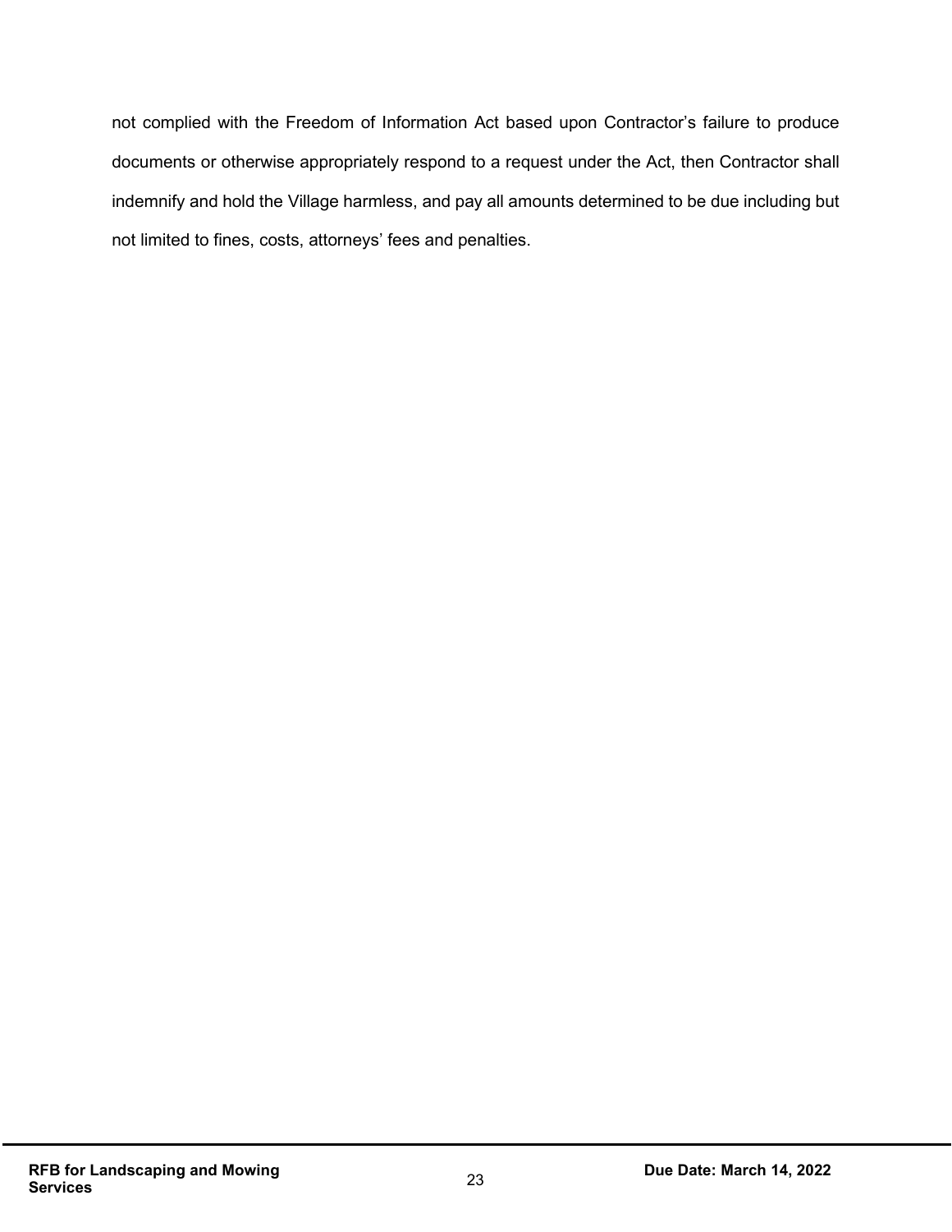not complied with the Freedom of Information Act based upon Contractor’s failure to produce documents or otherwise appropriately respond to a request under the Act, then Contractor shall indemnify and hold the Village harmless, and pay all amounts determined to be due including but not limited to fines, costs, attorneys’ fees and penalties.